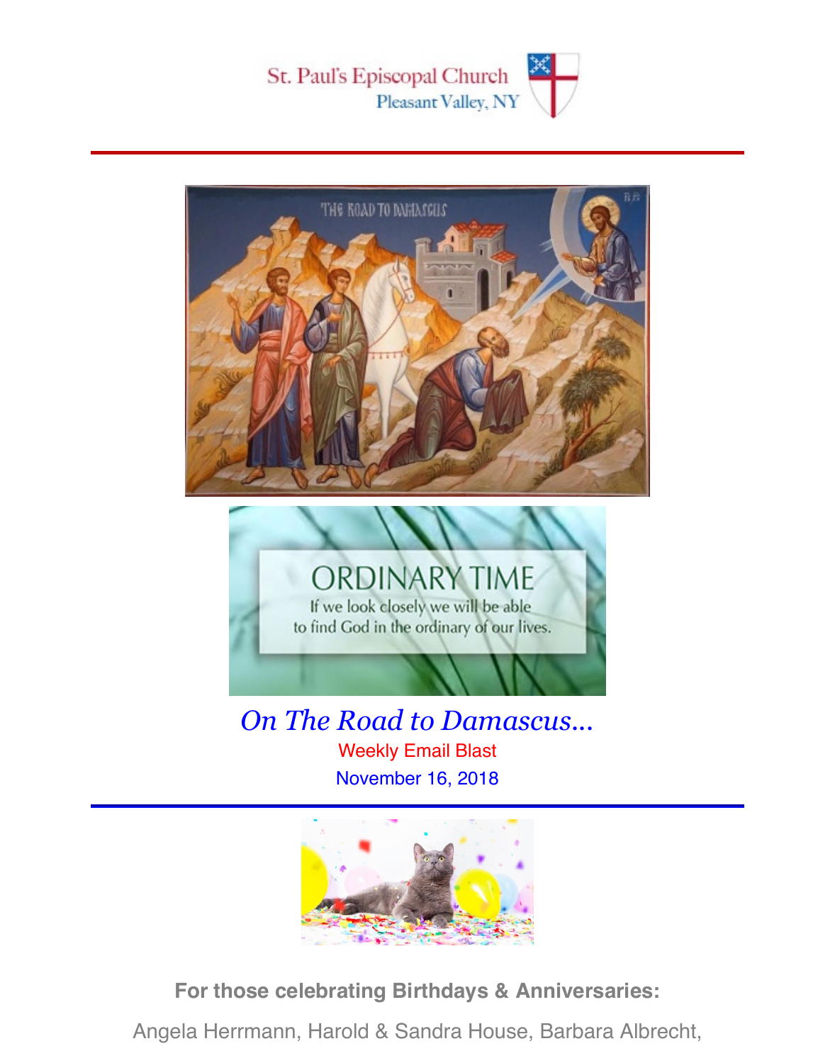St. Paul's Episcopal Church
Pleasant Valley, NY

*On The Road to Damascus...*

Weekly Email Blast

November 16, 2018

**For those celebrating Birthdays & Anniversaries:**

Angela Herrmann, Harold & Sandra House, Barbara Albrecht,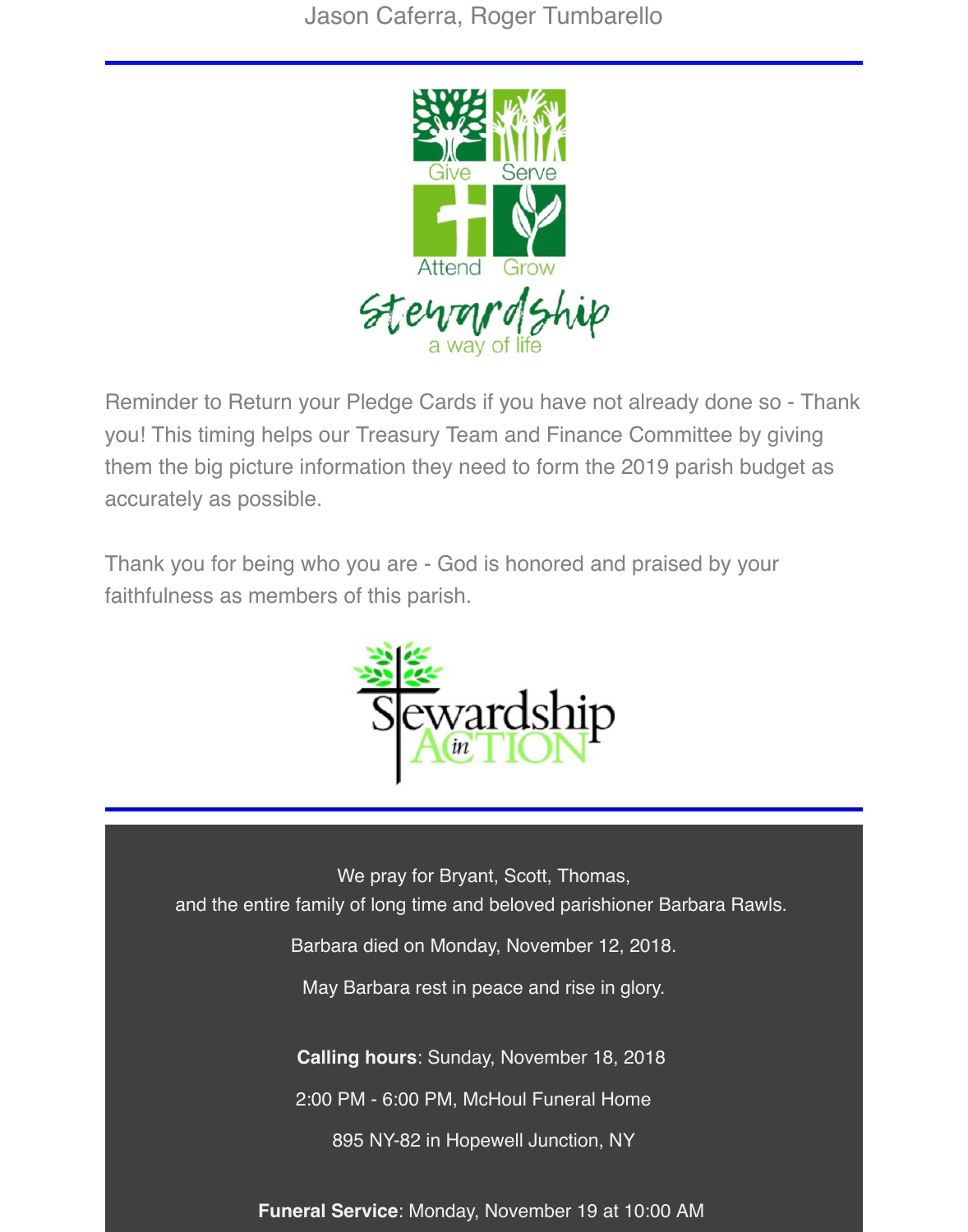Jason Caferra, Roger Tumbarello

---

Give Serve

Attend Grow

Stewardship

a way of life

Reminder to Return your Pledge Cards if you have not already done so - Thank you! This timing helps our Treasury Team and Finance Committee by giving them the big picture information they need to form the 2019 parish budget as accurately as possible.

Thank you for being who you are - God is honored and praised by your faithfulness as members of this parish.

Stewardship in ACTION

---

We pray for Bryant, Scott, Thomas,
and the entire family of long time and beloved parishioner Barbara Rawls.

Barbara died on Monday, November 12, 2018.

May Barbara rest in peace and rise in glory.

**Calling hours**: Sunday, November 18, 2018

2:00 PM - 6:00 PM, McHoul Funeral Home

895 NY-82 in Hopewell Junction, NY

**Funeral Service**: Monday, November 19 at 10:00 AM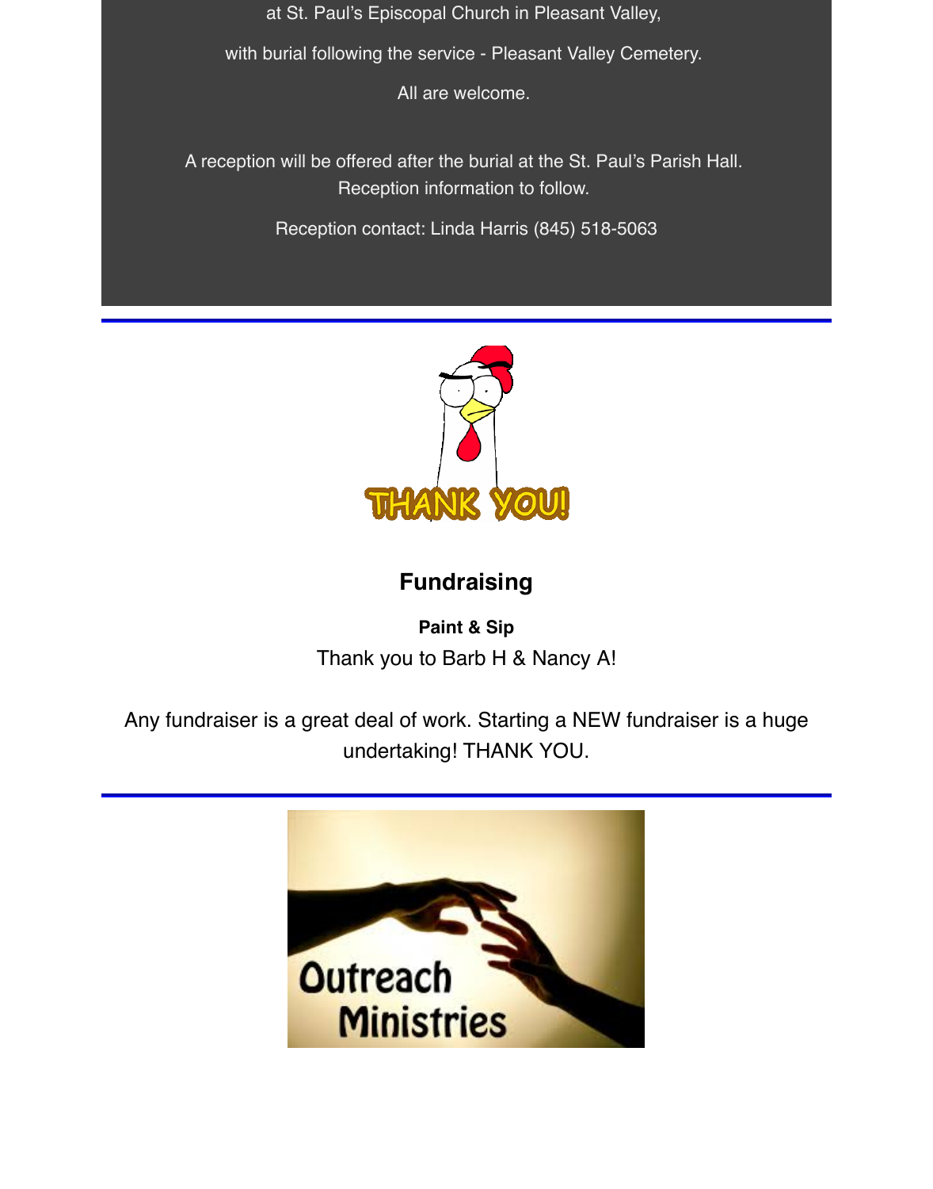at St. Paul's Episcopal Church in Pleasant Valley,

with burial following the service - Pleasant Valley Cemetery.

All are welcome.

A reception will be offered after the burial at the St. Paul's Parish Hall. Reception information to follow.

Reception contact: Linda Harris (845) 518-5063

---

## Fundraising

**Paint & Sip**

Thank you to Barb H & Nancy A!

Any fundraiser is a great deal of work. Starting a NEW fundraiser is a huge undertaking! THANK YOU.

---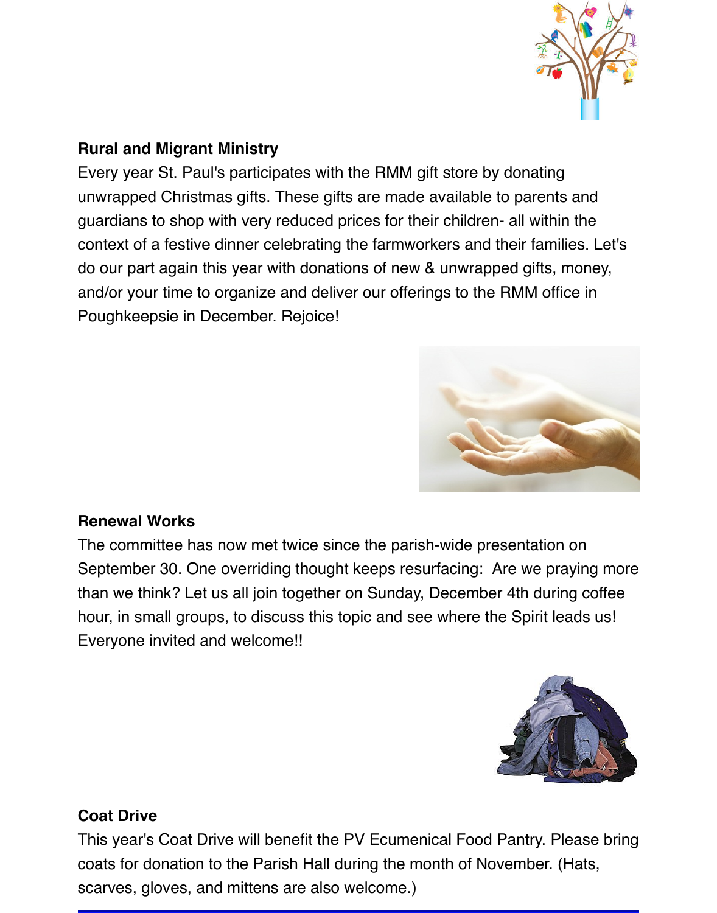### Rural and Migrant Ministry

Every year St. Paul's participates with the RMM gift store by donating unwrapped Christmas gifts. These gifts are made available to parents and guardians to shop with very reduced prices for their children- all within the context of a festive dinner celebrating the farmworkers and their families. Let's do our part again this year with donations of new & unwrapped gifts, money, and/or your time to organize and deliver our offerings to the RMM office in Poughkeepsie in December. Rejoice!

### Renewal Works

The committee has now met twice since the parish-wide presentation on September 30. One overriding thought keeps resurfacing: Are we praying more than we think? Let us all join together on Sunday, December 4th during coffee hour, in small groups, to discuss this topic and see where the Spirit leads us! Everyone invited and welcome!!

### Coat Drive

This year's Coat Drive will benefit the PV Ecumenical Food Pantry. Please bring coats for donation to the Parish Hall during the month of November. (Hats, scarves, gloves, and mittens are also welcome.)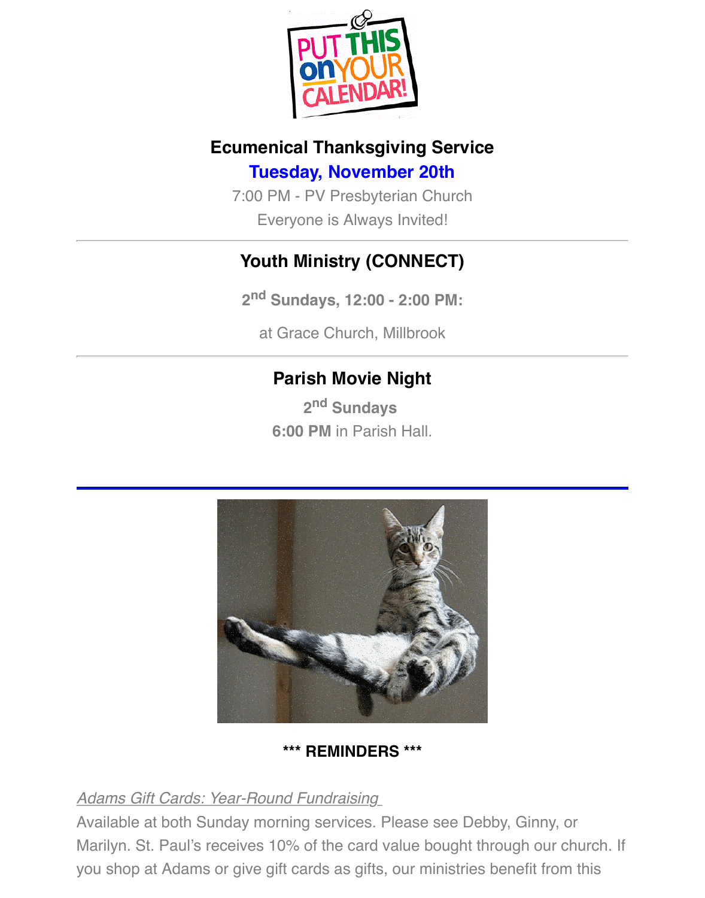## Ecumenical Thanksgiving Service

**Tuesday, November 20th**

7:00 PM - PV Presbyterian Church

Everyone is Always Invited!

---

## Youth Ministry (CONNECT)

**2nd Sundays, 12:00 - 2:00 PM:**

at Grace Church, Millbrook

---

## Parish Movie Night

**2nd Sundays**

**6:00 PM** in Parish Hall.

---

**\*\*\* REMINDERS \*\*\***

*Adams Gift Cards: Year-Round Fundraising*

Available at both Sunday morning services. Please see Debby, Ginny, or Marilyn. St. Paul's receives 10% of the card value bought through our church. If you shop at Adams or give gift cards as gifts, our ministries benefit from this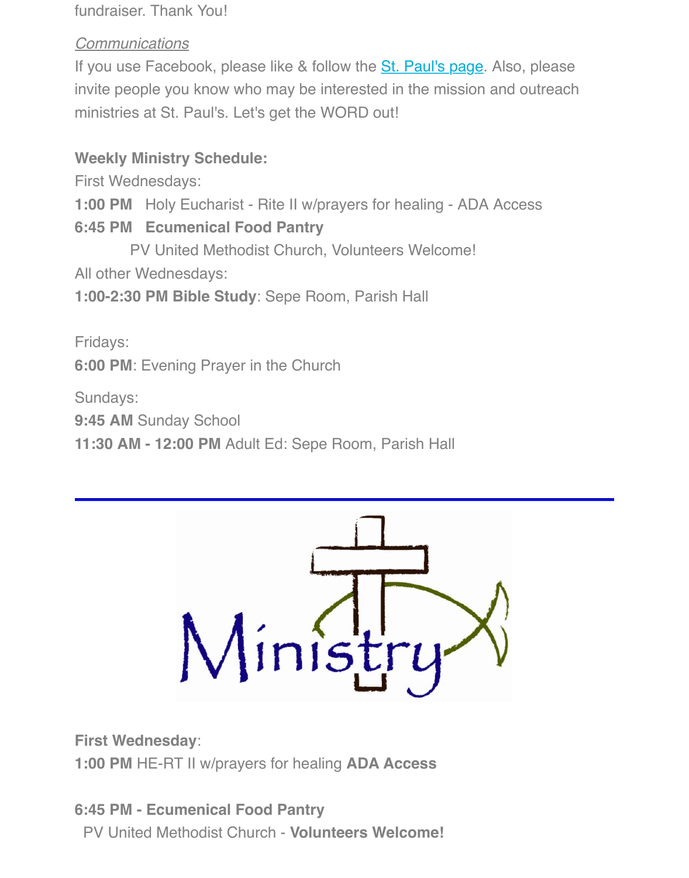fundraiser. Thank You!

*Communications*

If you use Facebook, please like & follow the St. Paul's page. Also, please invite people you know who may be interested in the mission and outreach ministries at St. Paul's. Let's get the WORD out!

**Weekly Ministry Schedule:**

First Wednesdays:

**1:00 PM** Holy Eucharist - Rite II w/prayers for healing - ADA Access

**6:45 PM Ecumenical Food Pantry**

PV United Methodist Church, Volunteers Welcome!

All other Wednesdays:

**1:00-2:30 PM Bible Study**: Sepe Room, Parish Hall

Fridays:

**6:00 PM**: Evening Prayer in the Church

Sundays:

**9:45 AM** Sunday School

**11:30 AM - 12:00 PM** Adult Ed: Sepe Room, Parish Hall

---

Ministry

**First Wednesday**:

**1:00 PM** HE-RT II w/prayers for healing **ADA Access**

**6:45 PM - Ecumenical Food Pantry**

PV United Methodist Church - **Volunteers Welcome!**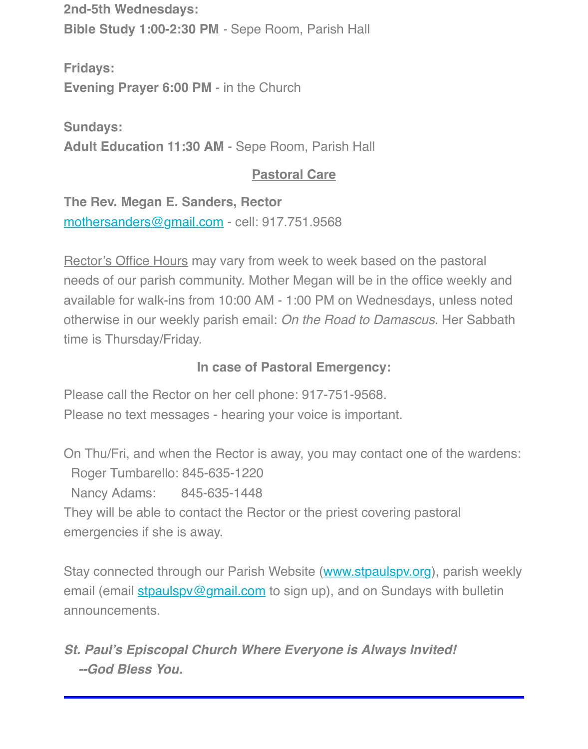**2nd-5th Wednesdays:**
**Bible Study 1:00-2:30 PM** - Sepe Room, Parish Hall

**Fridays:**
**Evening Prayer 6:00 PM** - in the Church

**Sundays:**
**Adult Education 11:30 AM** - Sepe Room, Parish Hall

## Pastoral Care

**The Rev. Megan E. Sanders, Rector**
mothersanders@gmail.com - cell: 917.751.9568

Rector's Office Hours may vary from week to week based on the pastoral needs of our parish community. Mother Megan will be in the office weekly and available for walk-ins from 10:00 AM - 1:00 PM on Wednesdays, unless noted otherwise in our weekly parish email: *On the Road to Damascus*. Her Sabbath time is Thursday/Friday.

**In case of Pastoral Emergency:**

Please call the Rector on her cell phone: 917-751-9568.
Please no text messages - hearing your voice is important.

On Thu/Fri, and when the Rector is away, you may contact one of the wardens:
Roger Tumbarello: 845-635-1220
Nancy Adams: 845-635-1448
They will be able to contact the Rector or the priest covering pastoral emergencies if she is away.

Stay connected through our Parish Website (www.stpaulspv.org), parish weekly email (email stpaulspv@gmail.com to sign up), and on Sundays with bulletin announcements.

***St. Paul's Episcopal Church Where Everyone is Always Invited!***
***--God Bless You.***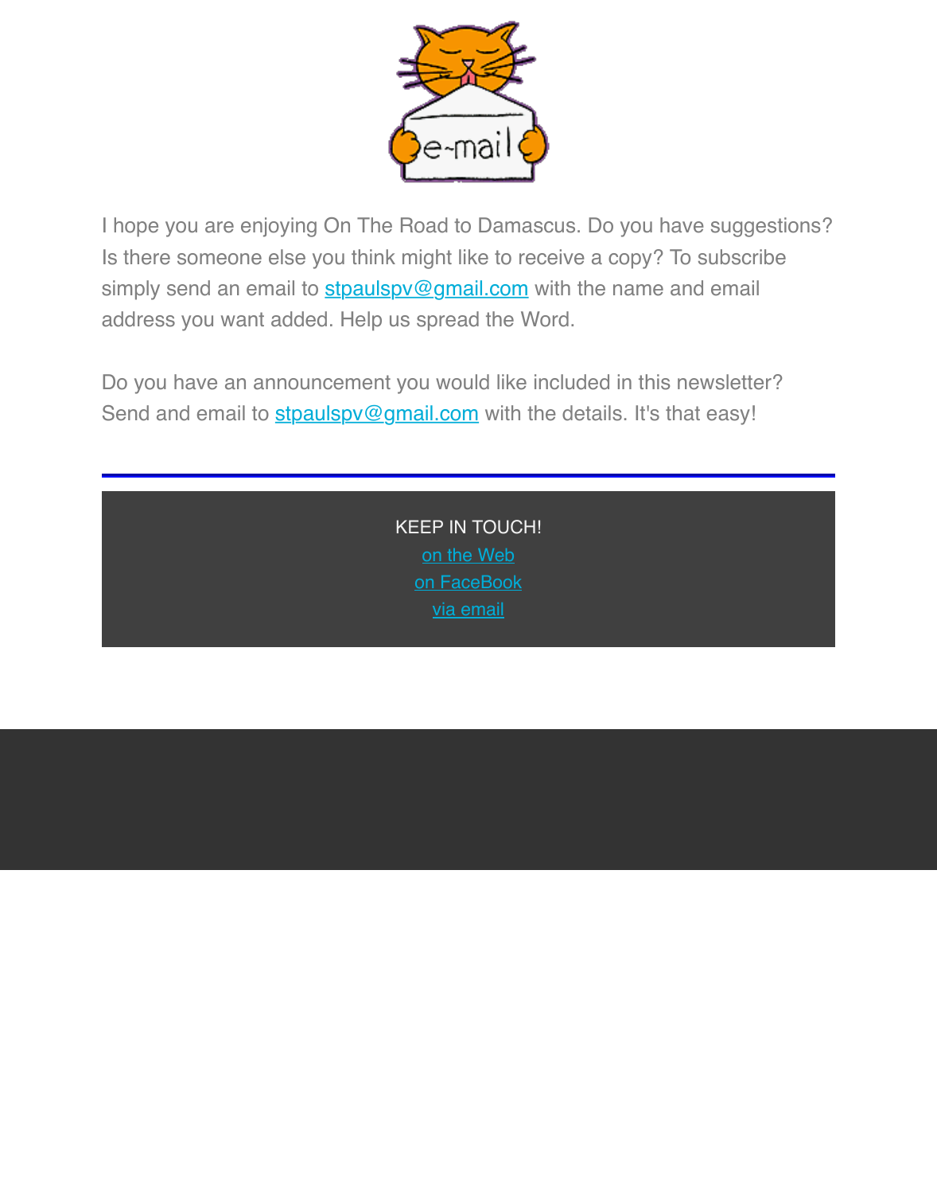I hope you are enjoying On The Road to Damascus. Do you have suggestions? Is there someone else you think might like to receive a copy? To subscribe simply send an email to stpaulspv@gmail.com with the name and email address you want added. Help us spread the Word.

Do you have an announcement you would like included in this newsletter? Send and email to stpaulspv@gmail.com with the details. It's that easy!

---

KEEP IN TOUCH!

on the Web

on FaceBook

via email